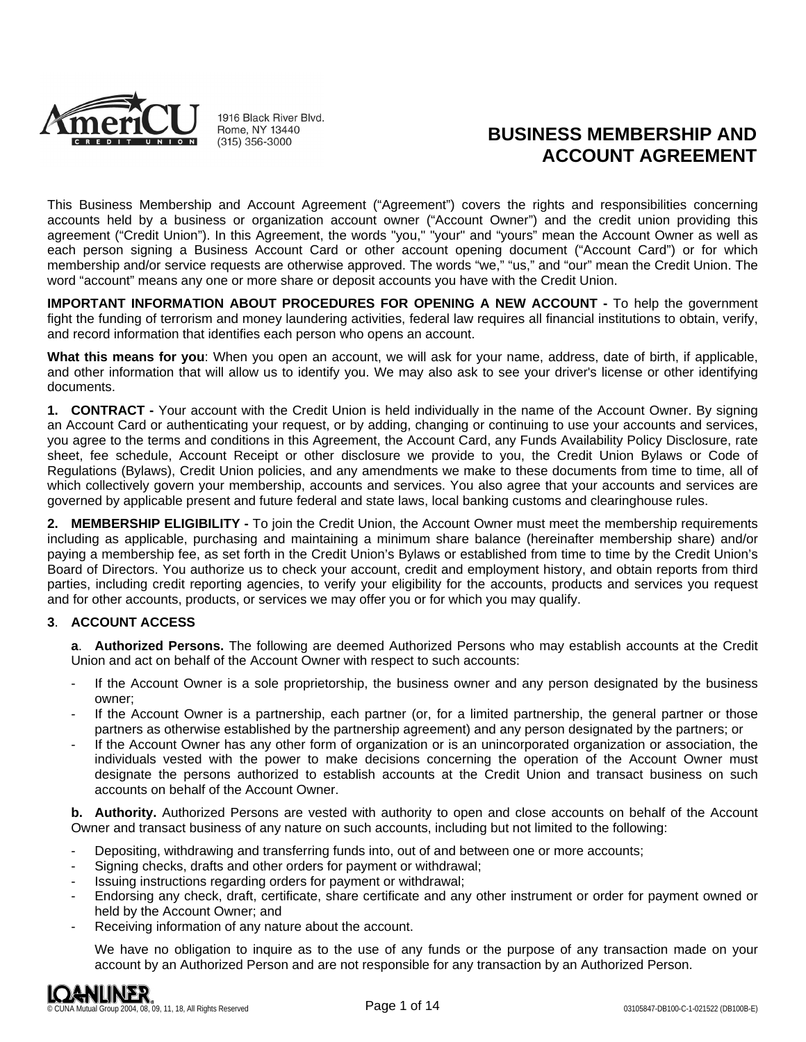AmeriCU Credit Union
1916 Black River Blvd.
Rome, NY 13440
(315) 356-3000

# BUSINESS MEMBERSHIP AND ACCOUNT AGREEMENT

This Business Membership and Account Agreement ("Agreement") covers the rights and responsibilities concerning accounts held by a business or organization account owner ("Account Owner") and the credit union providing this agreement ("Credit Union"). In this Agreement, the words "you," "your" and "yours" mean the Account Owner as well as each person signing a Business Account Card or other account opening document ("Account Card") or for which membership and/or service requests are otherwise approved. The words "we," "us," and "our" mean the Credit Union. The word "account" means any one or more share or deposit accounts you have with the Credit Union.

**IMPORTANT INFORMATION ABOUT PROCEDURES FOR OPENING A NEW ACCOUNT -** To help the government fight the funding of terrorism and money laundering activities, federal law requires all financial institutions to obtain, verify, and record information that identifies each person who opens an account.

**What this means for you**: When you open an account, we will ask for your name, address, date of birth, if applicable, and other information that will allow us to identify you. We may also ask to see your driver's license or other identifying documents.

**1. CONTRACT -** Your account with the Credit Union is held individually in the name of the Account Owner. By signing an Account Card or authenticating your request, or by adding, changing or continuing to use your accounts and services, you agree to the terms and conditions in this Agreement, the Account Card, any Funds Availability Policy Disclosure, rate sheet, fee schedule, Account Receipt or other disclosure we provide to you, the Credit Union Bylaws or Code of Regulations (Bylaws), Credit Union policies, and any amendments we make to these documents from time to time, all of which collectively govern your membership, accounts and services. You also agree that your accounts and services are governed by applicable present and future federal and state laws, local banking customs and clearinghouse rules.

**2. MEMBERSHIP ELIGIBILITY -** To join the Credit Union, the Account Owner must meet the membership requirements including as applicable, purchasing and maintaining a minimum share balance (hereinafter membership share) and/or paying a membership fee, as set forth in the Credit Union's Bylaws or established from time to time by the Credit Union's Board of Directors. You authorize us to check your account, credit and employment history, and obtain reports from third parties, including credit reporting agencies, to verify your eligibility for the accounts, products and services you request and for other accounts, products, or services we may offer you or for which you may qualify.

**3. ACCOUNT ACCESS**

**a. Authorized Persons.** The following are deemed Authorized Persons who may establish accounts at the Credit Union and act on behalf of the Account Owner with respect to such accounts:

- If the Account Owner is a sole proprietorship, the business owner and any person designated by the business owner;
- If the Account Owner is a partnership, each partner (or, for a limited partnership, the general partner or those partners as otherwise established by the partnership agreement) and any person designated by the partners; or
- If the Account Owner has any other form of organization or is an unincorporated organization or association, the individuals vested with the power to make decisions concerning the operation of the Account Owner must designate the persons authorized to establish accounts at the Credit Union and transact business on such accounts on behalf of the Account Owner.

**b. Authority.** Authorized Persons are vested with authority to open and close accounts on behalf of the Account Owner and transact business of any nature on such accounts, including but not limited to the following:

- Depositing, withdrawing and transferring funds into, out of and between one or more accounts;
- Signing checks, drafts and other orders for payment or withdrawal;
- Issuing instructions regarding orders for payment or withdrawal;
- Endorsing any check, draft, certificate, share certificate and any other instrument or order for payment owned or held by the Account Owner; and
- Receiving information of any nature about the account.

We have no obligation to inquire as to the use of any funds or the purpose of any transaction made on your account by an Authorized Person and are not responsible for any transaction by an Authorized Person.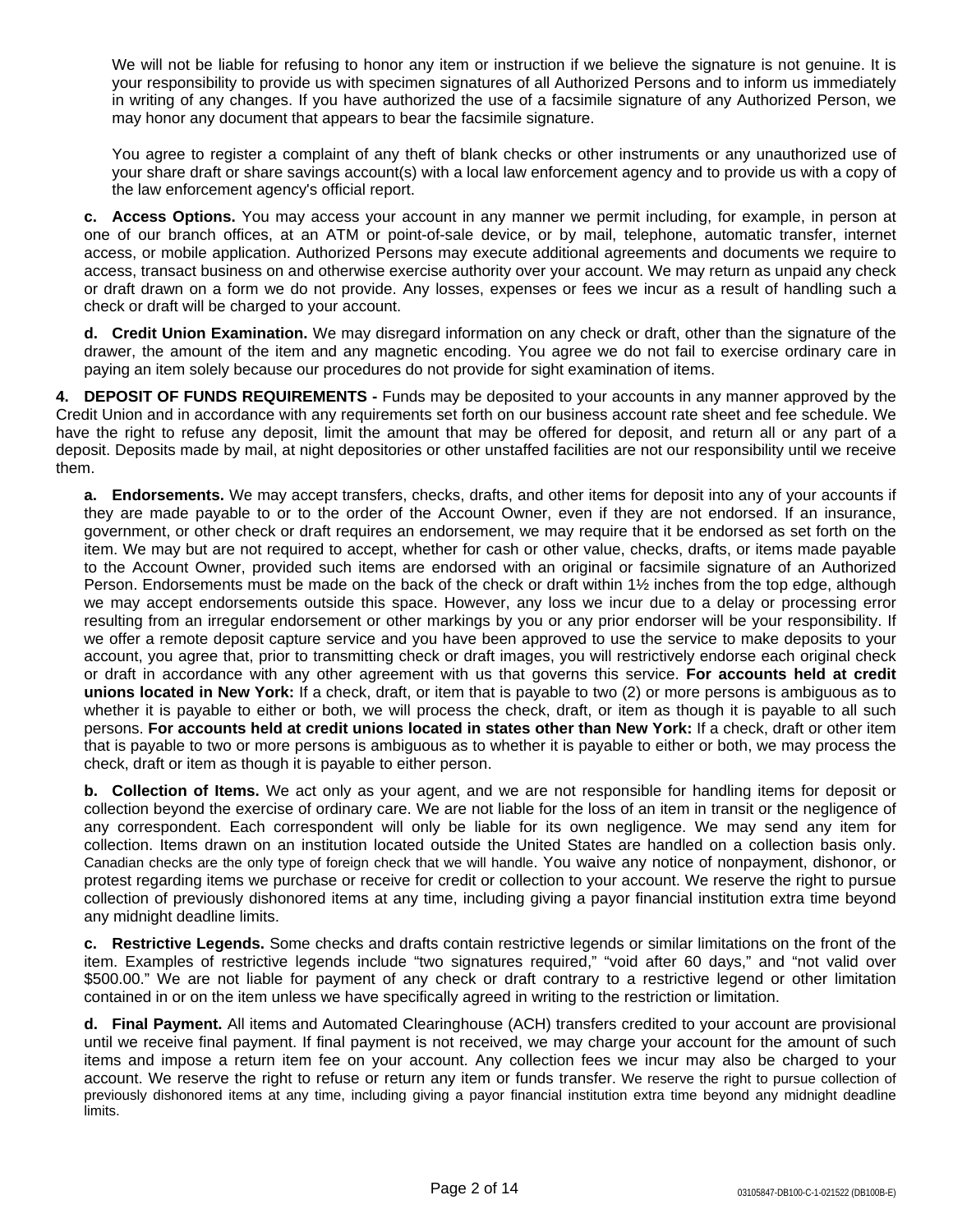We will not be liable for refusing to honor any item or instruction if we believe the signature is not genuine. It is your responsibility to provide us with specimen signatures of all Authorized Persons and to inform us immediately in writing of any changes. If you have authorized the use of a facsimile signature of any Authorized Person, we may honor any document that appears to bear the facsimile signature.

You agree to register a complaint of any theft of blank checks or other instruments or any unauthorized use of your share draft or share savings account(s) with a local law enforcement agency and to provide us with a copy of the law enforcement agency's official report.

**c. Access Options.** You may access your account in any manner we permit including, for example, in person at one of our branch offices, at an ATM or point-of-sale device, or by mail, telephone, automatic transfer, internet access, or mobile application. Authorized Persons may execute additional agreements and documents we require to access, transact business on and otherwise exercise authority over your account. We may return as unpaid any check or draft drawn on a form we do not provide. Any losses, expenses or fees we incur as a result of handling such a check or draft will be charged to your account.

**d. Credit Union Examination.** We may disregard information on any check or draft, other than the signature of the drawer, the amount of the item and any magnetic encoding. You agree we do not fail to exercise ordinary care in paying an item solely because our procedures do not provide for sight examination of items.

**4. DEPOSIT OF FUNDS REQUIREMENTS -** Funds may be deposited to your accounts in any manner approved by the Credit Union and in accordance with any requirements set forth on our business account rate sheet and fee schedule. We have the right to refuse any deposit, limit the amount that may be offered for deposit, and return all or any part of a deposit. Deposits made by mail, at night depositories or other unstaffed facilities are not our responsibility until we receive them.

**a. Endorsements.** We may accept transfers, checks, drafts, and other items for deposit into any of your accounts if they are made payable to or to the order of the Account Owner, even if they are not endorsed. If an insurance, government, or other check or draft requires an endorsement, we may require that it be endorsed as set forth on the item. We may but are not required to accept, whether for cash or other value, checks, drafts, or items made payable to the Account Owner, provided such items are endorsed with an original or facsimile signature of an Authorized Person. Endorsements must be made on the back of the check or draft within 1½ inches from the top edge, although we may accept endorsements outside this space. However, any loss we incur due to a delay or processing error resulting from an irregular endorsement or other markings by you or any prior endorser will be your responsibility. If we offer a remote deposit capture service and you have been approved to use the service to make deposits to your account, you agree that, prior to transmitting check or draft images, you will restrictively endorse each original check or draft in accordance with any other agreement with us that governs this service. **For accounts held at credit unions located in New York:** If a check, draft, or item that is payable to two (2) or more persons is ambiguous as to whether it is payable to either or both, we will process the check, draft, or item as though it is payable to all such persons. **For accounts held at credit unions located in states other than New York:** If a check, draft or other item that is payable to two or more persons is ambiguous as to whether it is payable to either or both, we may process the check, draft or item as though it is payable to either person.

**b. Collection of Items.** We act only as your agent, and we are not responsible for handling items for deposit or collection beyond the exercise of ordinary care. We are not liable for the loss of an item in transit or the negligence of any correspondent. Each correspondent will only be liable for its own negligence. We may send any item for collection. Items drawn on an institution located outside the United States are handled on a collection basis only. Canadian checks are the only type of foreign check that we will handle. You waive any notice of nonpayment, dishonor, or protest regarding items we purchase or receive for credit or collection to your account. We reserve the right to pursue collection of previously dishonored items at any time, including giving a payor financial institution extra time beyond any midnight deadline limits.

**c. Restrictive Legends.** Some checks and drafts contain restrictive legends or similar limitations on the front of the item. Examples of restrictive legends include "two signatures required," "void after 60 days," and "not valid over $500.00." We are not liable for payment of any check or draft contrary to a restrictive legend or other limitation contained in or on the item unless we have specifically agreed in writing to the restriction or limitation.

**d. Final Payment.** All items and Automated Clearinghouse (ACH) transfers credited to your account are provisional until we receive final payment. If final payment is not received, we may charge your account for the amount of such items and impose a return item fee on your account. Any collection fees we incur may also be charged to your account. We reserve the right to refuse or return any item or funds transfer. We reserve the right to pursue collection of previously dishonored items at any time, including giving a payor financial institution extra time beyond any midnight deadline limits.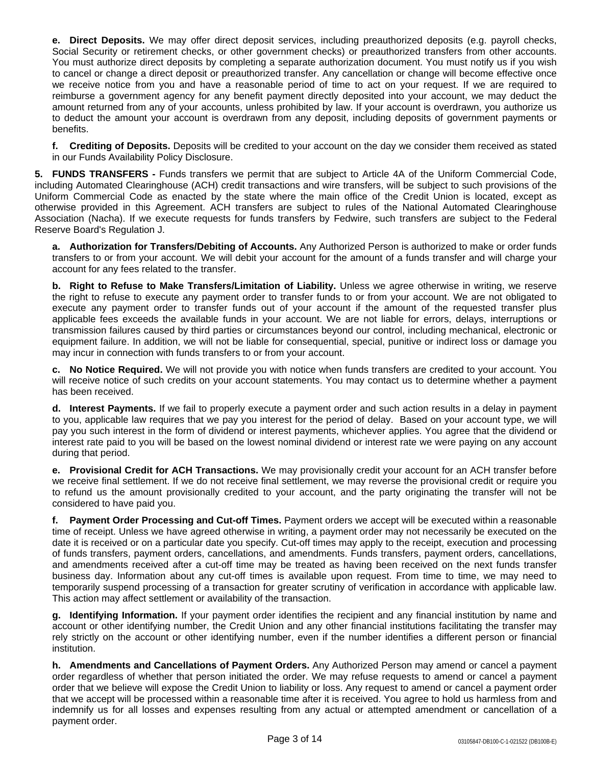**e. Direct Deposits.** We may offer direct deposit services, including preauthorized deposits (e.g. payroll checks, Social Security or retirement checks, or other government checks) or preauthorized transfers from other accounts. You must authorize direct deposits by completing a separate authorization document. You must notify us if you wish to cancel or change a direct deposit or preauthorized transfer. Any cancellation or change will become effective once we receive notice from you and have a reasonable period of time to act on your request. If we are required to reimburse a government agency for any benefit payment directly deposited into your account, we may deduct the amount returned from any of your accounts, unless prohibited by law. If your account is overdrawn, you authorize us to deduct the amount your account is overdrawn from any deposit, including deposits of government payments or benefits.

**f. Crediting of Deposits.** Deposits will be credited to your account on the day we consider them received as stated in our Funds Availability Policy Disclosure.

**5. FUNDS TRANSFERS -** Funds transfers we permit that are subject to Article 4A of the Uniform Commercial Code, including Automated Clearinghouse (ACH) credit transactions and wire transfers, will be subject to such provisions of the Uniform Commercial Code as enacted by the state where the main office of the Credit Union is located, except as otherwise provided in this Agreement. ACH transfers are subject to rules of the National Automated Clearinghouse Association (Nacha). If we execute requests for funds transfers by Fedwire, such transfers are subject to the Federal Reserve Board's Regulation J.

**a. Authorization for Transfers/Debiting of Accounts.** Any Authorized Person is authorized to make or order funds transfers to or from your account. We will debit your account for the amount of a funds transfer and will charge your account for any fees related to the transfer.

**b. Right to Refuse to Make Transfers/Limitation of Liability.** Unless we agree otherwise in writing, we reserve the right to refuse to execute any payment order to transfer funds to or from your account. We are not obligated to execute any payment order to transfer funds out of your account if the amount of the requested transfer plus applicable fees exceeds the available funds in your account. We are not liable for errors, delays, interruptions or transmission failures caused by third parties or circumstances beyond our control, including mechanical, electronic or equipment failure. In addition, we will not be liable for consequential, special, punitive or indirect loss or damage you may incur in connection with funds transfers to or from your account.

**c. No Notice Required.** We will not provide you with notice when funds transfers are credited to your account. You will receive notice of such credits on your account statements. You may contact us to determine whether a payment has been received.

**d. Interest Payments.** If we fail to properly execute a payment order and such action results in a delay in payment to you, applicable law requires that we pay you interest for the period of delay. Based on your account type, we will pay you such interest in the form of dividend or interest payments, whichever applies. You agree that the dividend or interest rate paid to you will be based on the lowest nominal dividend or interest rate we were paying on any account during that period.

**e. Provisional Credit for ACH Transactions.** We may provisionally credit your account for an ACH transfer before we receive final settlement. If we do not receive final settlement, we may reverse the provisional credit or require you to refund us the amount provisionally credited to your account, and the party originating the transfer will not be considered to have paid you.

**f. Payment Order Processing and Cut-off Times.** Payment orders we accept will be executed within a reasonable time of receipt. Unless we have agreed otherwise in writing, a payment order may not necessarily be executed on the date it is received or on a particular date you specify. Cut-off times may apply to the receipt, execution and processing of funds transfers, payment orders, cancellations, and amendments. Funds transfers, payment orders, cancellations, and amendments received after a cut-off time may be treated as having been received on the next funds transfer business day. Information about any cut-off times is available upon request. From time to time, we may need to temporarily suspend processing of a transaction for greater scrutiny of verification in accordance with applicable law. This action may affect settlement or availability of the transaction.

**g. Identifying Information.** If your payment order identifies the recipient and any financial institution by name and account or other identifying number, the Credit Union and any other financial institutions facilitating the transfer may rely strictly on the account or other identifying number, even if the number identifies a different person or financial institution.

**h. Amendments and Cancellations of Payment Orders.** Any Authorized Person may amend or cancel a payment order regardless of whether that person initiated the order. We may refuse requests to amend or cancel a payment order that we believe will expose the Credit Union to liability or loss. Any request to amend or cancel a payment order that we accept will be processed within a reasonable time after it is received. You agree to hold us harmless from and indemnify us for all losses and expenses resulting from any actual or attempted amendment or cancellation of a payment order.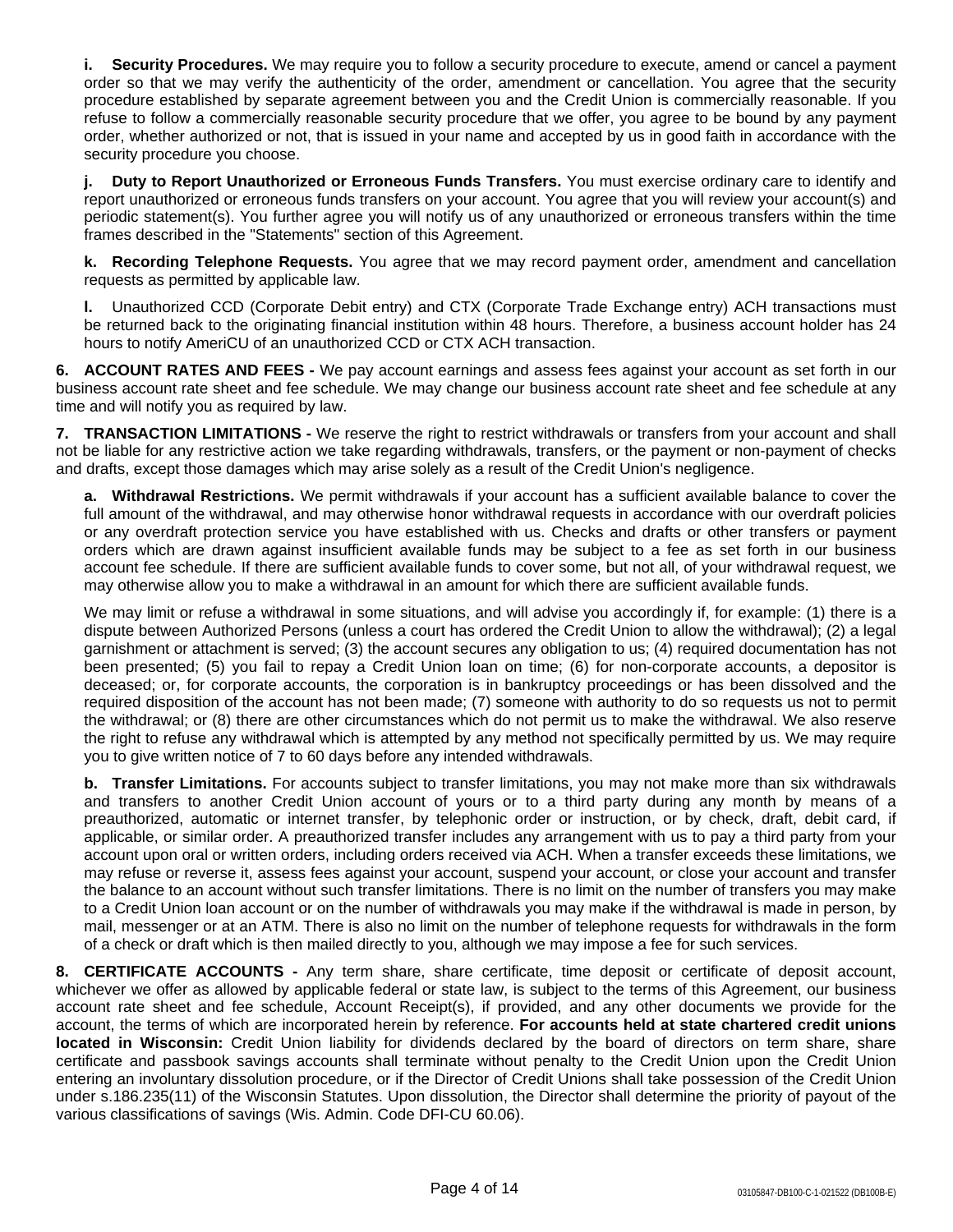**i. Security Procedures.** We may require you to follow a security procedure to execute, amend or cancel a payment order so that we may verify the authenticity of the order, amendment or cancellation. You agree that the security procedure established by separate agreement between you and the Credit Union is commercially reasonable. If you refuse to follow a commercially reasonable security procedure that we offer, you agree to be bound by any payment order, whether authorized or not, that is issued in your name and accepted by us in good faith in accordance with the security procedure you choose.

**j. Duty to Report Unauthorized or Erroneous Funds Transfers.** You must exercise ordinary care to identify and report unauthorized or erroneous funds transfers on your account. You agree that you will review your account(s) and periodic statement(s). You further agree you will notify us of any unauthorized or erroneous transfers within the time frames described in the "Statements" section of this Agreement.

**k. Recording Telephone Requests.** You agree that we may record payment order, amendment and cancellation requests as permitted by applicable law.

**l.** Unauthorized CCD (Corporate Debit entry) and CTX (Corporate Trade Exchange entry) ACH transactions must be returned back to the originating financial institution within 48 hours. Therefore, a business account holder has 24 hours to notify AmeriCU of an unauthorized CCD or CTX ACH transaction.

**6. ACCOUNT RATES AND FEES -** We pay account earnings and assess fees against your account as set forth in our business account rate sheet and fee schedule. We may change our business account rate sheet and fee schedule at any time and will notify you as required by law.

**7. TRANSACTION LIMITATIONS -** We reserve the right to restrict withdrawals or transfers from your account and shall not be liable for any restrictive action we take regarding withdrawals, transfers, or the payment or non-payment of checks and drafts, except those damages which may arise solely as a result of the Credit Union's negligence.

**a. Withdrawal Restrictions.** We permit withdrawals if your account has a sufficient available balance to cover the full amount of the withdrawal, and may otherwise honor withdrawal requests in accordance with our overdraft policies or any overdraft protection service you have established with us. Checks and drafts or other transfers or payment orders which are drawn against insufficient available funds may be subject to a fee as set forth in our business account fee schedule. If there are sufficient available funds to cover some, but not all, of your withdrawal request, we may otherwise allow you to make a withdrawal in an amount for which there are sufficient available funds.

We may limit or refuse a withdrawal in some situations, and will advise you accordingly if, for example: (1) there is a dispute between Authorized Persons (unless a court has ordered the Credit Union to allow the withdrawal); (2) a legal garnishment or attachment is served; (3) the account secures any obligation to us; (4) required documentation has not been presented; (5) you fail to repay a Credit Union loan on time; (6) for non-corporate accounts, a depositor is deceased; or, for corporate accounts, the corporation is in bankruptcy proceedings or has been dissolved and the required disposition of the account has not been made; (7) someone with authority to do so requests us not to permit the withdrawal; or (8) there are other circumstances which do not permit us to make the withdrawal. We also reserve the right to refuse any withdrawal which is attempted by any method not specifically permitted by us. We may require you to give written notice of 7 to 60 days before any intended withdrawals.

**b. Transfer Limitations.** For accounts subject to transfer limitations, you may not make more than six withdrawals and transfers to another Credit Union account of yours or to a third party during any month by means of a preauthorized, automatic or internet transfer, by telephonic order or instruction, or by check, draft, debit card, if applicable, or similar order. A preauthorized transfer includes any arrangement with us to pay a third party from your account upon oral or written orders, including orders received via ACH. When a transfer exceeds these limitations, we may refuse or reverse it, assess fees against your account, suspend your account, or close your account and transfer the balance to an account without such transfer limitations. There is no limit on the number of transfers you may make to a Credit Union loan account or on the number of withdrawals you may make if the withdrawal is made in person, by mail, messenger or at an ATM. There is also no limit on the number of telephone requests for withdrawals in the form of a check or draft which is then mailed directly to you, although we may impose a fee for such services.

**8. CERTIFICATE ACCOUNTS -** Any term share, share certificate, time deposit or certificate of deposit account, whichever we offer as allowed by applicable federal or state law, is subject to the terms of this Agreement, our business account rate sheet and fee schedule, Account Receipt(s), if provided, and any other documents we provide for the account, the terms of which are incorporated herein by reference. **For accounts held at state chartered credit unions located in Wisconsin:** Credit Union liability for dividends declared by the board of directors on term share, share certificate and passbook savings accounts shall terminate without penalty to the Credit Union upon the Credit Union entering an involuntary dissolution procedure, or if the Director of Credit Unions shall take possession of the Credit Union under s.186.235(11) of the Wisconsin Statutes. Upon dissolution, the Director shall determine the priority of payout of the various classifications of savings (Wis. Admin. Code DFI-CU 60.06).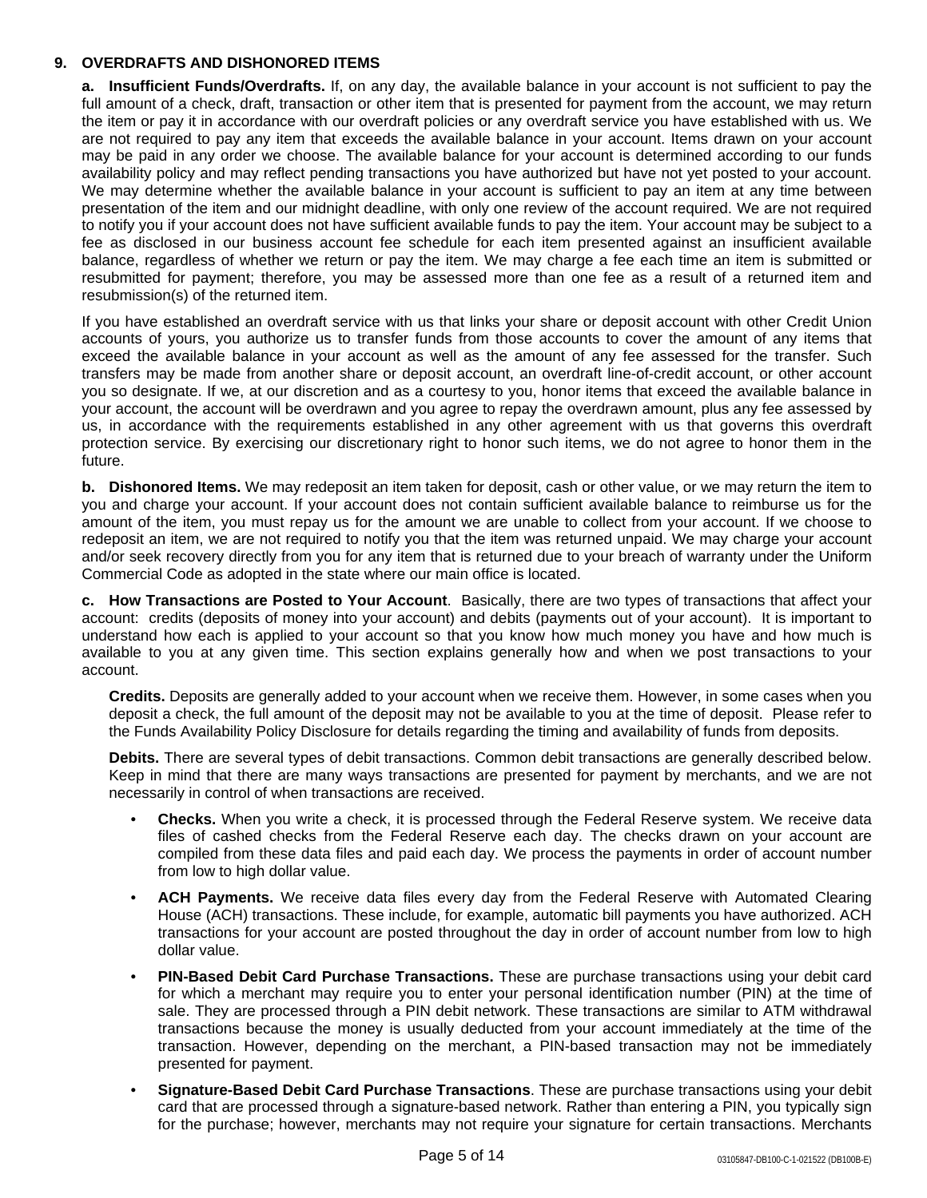## 9. OVERDRAFTS AND DISHONORED ITEMS

**a. Insufficient Funds/Overdrafts.** If, on any day, the available balance in your account is not sufficient to pay the full amount of a check, draft, transaction or other item that is presented for payment from the account, we may return the item or pay it in accordance with our overdraft policies or any overdraft service you have established with us. We are not required to pay any item that exceeds the available balance in your account. Items drawn on your account may be paid in any order we choose. The available balance for your account is determined according to our funds availability policy and may reflect pending transactions you have authorized but have not yet posted to your account. We may determine whether the available balance in your account is sufficient to pay an item at any time between presentation of the item and our midnight deadline, with only one review of the account required. We are not required to notify you if your account does not have sufficient available funds to pay the item. Your account may be subject to a fee as disclosed in our business account fee schedule for each item presented against an insufficient available balance, regardless of whether we return or pay the item. We may charge a fee each time an item is submitted or resubmitted for payment; therefore, you may be assessed more than one fee as a result of a returned item and resubmission(s) of the returned item.

If you have established an overdraft service with us that links your share or deposit account with other Credit Union accounts of yours, you authorize us to transfer funds from those accounts to cover the amount of any items that exceed the available balance in your account as well as the amount of any fee assessed for the transfer. Such transfers may be made from another share or deposit account, an overdraft line-of-credit account, or other account you so designate. If we, at our discretion and as a courtesy to you, honor items that exceed the available balance in your account, the account will be overdrawn and you agree to repay the overdrawn amount, plus any fee assessed by us, in accordance with the requirements established in any other agreement with us that governs this overdraft protection service. By exercising our discretionary right to honor such items, we do not agree to honor them in the future.

**b. Dishonored Items.** We may redeposit an item taken for deposit, cash or other value, or we may return the item to you and charge your account. If your account does not contain sufficient available balance to reimburse us for the amount of the item, you must repay us for the amount we are unable to collect from your account. If we choose to redeposit an item, we are not required to notify you that the item was returned unpaid. We may charge your account and/or seek recovery directly from you for any item that is returned due to your breach of warranty under the Uniform Commercial Code as adopted in the state where our main office is located.

**c. How Transactions are Posted to Your Account**. Basically, there are two types of transactions that affect your account: credits (deposits of money into your account) and debits (payments out of your account). It is important to understand how each is applied to your account so that you know how much money you have and how much is available to you at any given time. This section explains generally how and when we post transactions to your account.

**Credits.** Deposits are generally added to your account when we receive them. However, in some cases when you deposit a check, the full amount of the deposit may not be available to you at the time of deposit. Please refer to the Funds Availability Policy Disclosure for details regarding the timing and availability of funds from deposits.

**Debits.** There are several types of debit transactions. Common debit transactions are generally described below. Keep in mind that there are many ways transactions are presented for payment by merchants, and we are not necessarily in control of when transactions are received.

- **Checks.** When you write a check, it is processed through the Federal Reserve system. We receive data files of cashed checks from the Federal Reserve each day. The checks drawn on your account are compiled from these data files and paid each day. We process the payments in order of account number from low to high dollar value.
- **ACH Payments.** We receive data files every day from the Federal Reserve with Automated Clearing House (ACH) transactions. These include, for example, automatic bill payments you have authorized. ACH transactions for your account are posted throughout the day in order of account number from low to high dollar value.
- **PIN-Based Debit Card Purchase Transactions.** These are purchase transactions using your debit card for which a merchant may require you to enter your personal identification number (PIN) at the time of sale. They are processed through a PIN debit network. These transactions are similar to ATM withdrawal transactions because the money is usually deducted from your account immediately at the time of the transaction. However, depending on the merchant, a PIN-based transaction may not be immediately presented for payment.
- **Signature-Based Debit Card Purchase Transactions**. These are purchase transactions using your debit card that are processed through a signature-based network. Rather than entering a PIN, you typically sign for the purchase; however, merchants may not require your signature for certain transactions. Merchants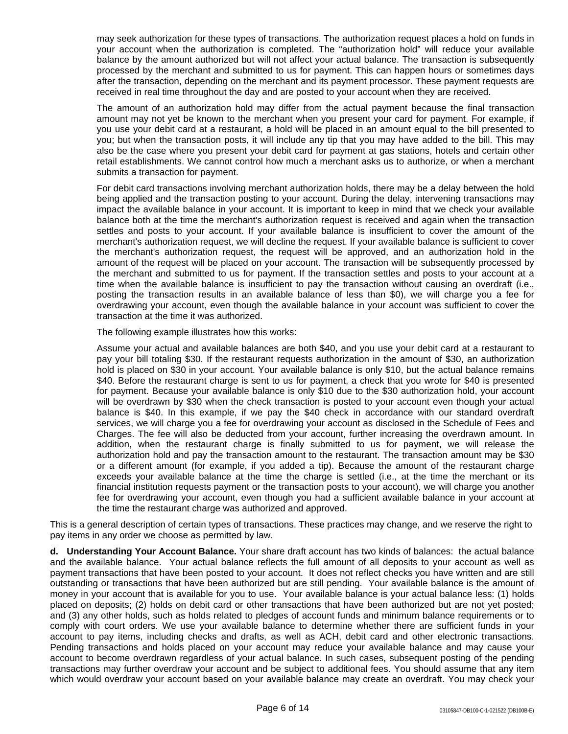may seek authorization for these types of transactions. The authorization request places a hold on funds in your account when the authorization is completed. The "authorization hold" will reduce your available balance by the amount authorized but will not affect your actual balance. The transaction is subsequently processed by the merchant and submitted to us for payment. This can happen hours or sometimes days after the transaction, depending on the merchant and its payment processor. These payment requests are received in real time throughout the day and are posted to your account when they are received.

The amount of an authorization hold may differ from the actual payment because the final transaction amount may not yet be known to the merchant when you present your card for payment. For example, if you use your debit card at a restaurant, a hold will be placed in an amount equal to the bill presented to you; but when the transaction posts, it will include any tip that you may have added to the bill. This may also be the case where you present your debit card for payment at gas stations, hotels and certain other retail establishments. We cannot control how much a merchant asks us to authorize, or when a merchant submits a transaction for payment.

For debit card transactions involving merchant authorization holds, there may be a delay between the hold being applied and the transaction posting to your account. During the delay, intervening transactions may impact the available balance in your account. It is important to keep in mind that we check your available balance both at the time the merchant's authorization request is received and again when the transaction settles and posts to your account. If your available balance is insufficient to cover the amount of the merchant's authorization request, we will decline the request. If your available balance is sufficient to cover the merchant's authorization request, the request will be approved, and an authorization hold in the amount of the request will be placed on your account. The transaction will be subsequently processed by the merchant and submitted to us for payment. If the transaction settles and posts to your account at a time when the available balance is insufficient to pay the transaction without causing an overdraft (i.e., posting the transaction results in an available balance of less than $0), we will charge you a fee for overdrawing your account, even though the available balance in your account was sufficient to cover the transaction at the time it was authorized.

The following example illustrates how this works:

Assume your actual and available balances are both $40, and you use your debit card at a restaurant to pay your bill totaling $30. If the restaurant requests authorization in the amount of $30, an authorization hold is placed on $30 in your account. Your available balance is only $10, but the actual balance remains $40. Before the restaurant charge is sent to us for payment, a check that you wrote for $40 is presented for payment. Because your available balance is only $10 due to the $30 authorization hold, your account will be overdrawn by $30 when the check transaction is posted to your account even though your actual balance is $40. In this example, if we pay the $40 check in accordance with our standard overdraft services, we will charge you a fee for overdrawing your account as disclosed in the Schedule of Fees and Charges. The fee will also be deducted from your account, further increasing the overdrawn amount. In addition, when the restaurant charge is finally submitted to us for payment, we will release the authorization hold and pay the transaction amount to the restaurant. The transaction amount may be $30 or a different amount (for example, if you added a tip). Because the amount of the restaurant charge exceeds your available balance at the time the charge is settled (i.e., at the time the merchant or its financial institution requests payment or the transaction posts to your account), we will charge you another fee for overdrawing your account, even though you had a sufficient available balance in your account at the time the restaurant charge was authorized and approved.

This is a general description of certain types of transactions. These practices may change, and we reserve the right to pay items in any order we choose as permitted by law.

**d. Understanding Your Account Balance.** Your share draft account has two kinds of balances: the actual balance and the available balance. Your actual balance reflects the full amount of all deposits to your account as well as payment transactions that have been posted to your account. It does not reflect checks you have written and are still outstanding or transactions that have been authorized but are still pending. Your available balance is the amount of money in your account that is available for you to use. Your available balance is your actual balance less: (1) holds placed on deposits; (2) holds on debit card or other transactions that have been authorized but are not yet posted; and (3) any other holds, such as holds related to pledges of account funds and minimum balance requirements or to comply with court orders. We use your available balance to determine whether there are sufficient funds in your account to pay items, including checks and drafts, as well as ACH, debit card and other electronic transactions. Pending transactions and holds placed on your account may reduce your available balance and may cause your account to become overdrawn regardless of your actual balance. In such cases, subsequent posting of the pending transactions may further overdraw your account and be subject to additional fees. You should assume that any item which would overdraw your account based on your available balance may create an overdraft. You may check your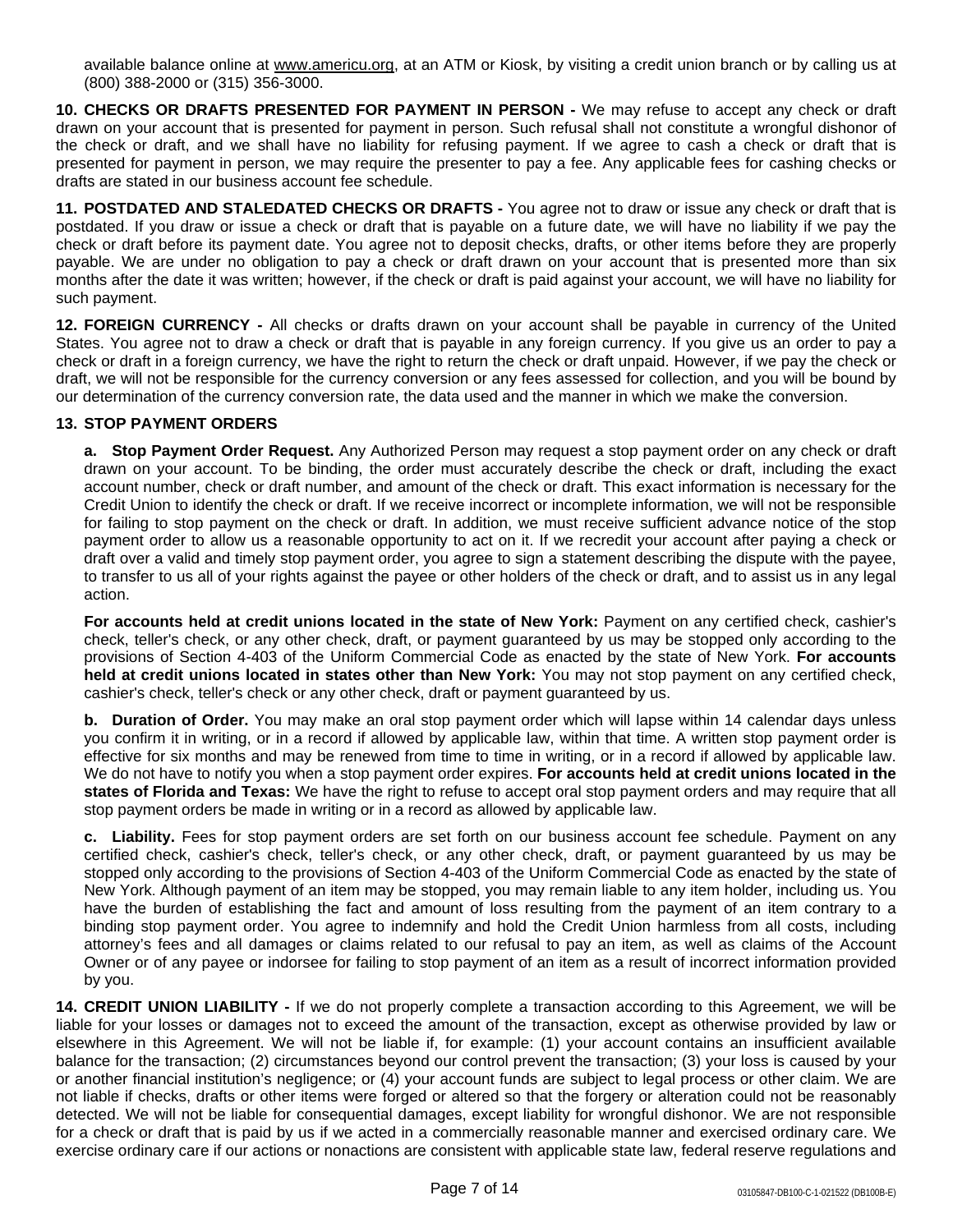available balance online at www.americu.org, at an ATM or Kiosk, by visiting a credit union branch or by calling us at (800) 388-2000 or (315) 356-3000.

**10. CHECKS OR DRAFTS PRESENTED FOR PAYMENT IN PERSON -** We may refuse to accept any check or draft drawn on your account that is presented for payment in person. Such refusal shall not constitute a wrongful dishonor of the check or draft, and we shall have no liability for refusing payment. If we agree to cash a check or draft that is presented for payment in person, we may require the presenter to pay a fee. Any applicable fees for cashing checks or drafts are stated in our business account fee schedule.

**11. POSTDATED AND STALEDATED CHECKS OR DRAFTS -** You agree not to draw or issue any check or draft that is postdated. If you draw or issue a check or draft that is payable on a future date, we will have no liability if we pay the check or draft before its payment date. You agree not to deposit checks, drafts, or other items before they are properly payable. We are under no obligation to pay a check or draft drawn on your account that is presented more than six months after the date it was written; however, if the check or draft is paid against your account, we will have no liability for such payment.

**12. FOREIGN CURRENCY -** All checks or drafts drawn on your account shall be payable in currency of the United States. You agree not to draw a check or draft that is payable in any foreign currency. If you give us an order to pay a check or draft in a foreign currency, we have the right to return the check or draft unpaid. However, if we pay the check or draft, we will not be responsible for the currency conversion or any fees assessed for collection, and you will be bound by our determination of the currency conversion rate, the data used and the manner in which we make the conversion.

**13. STOP PAYMENT ORDERS**

**a. Stop Payment Order Request.** Any Authorized Person may request a stop payment order on any check or draft drawn on your account. To be binding, the order must accurately describe the check or draft, including the exact account number, check or draft number, and amount of the check or draft. This exact information is necessary for the Credit Union to identify the check or draft. If we receive incorrect or incomplete information, we will not be responsible for failing to stop payment on the check or draft. In addition, we must receive sufficient advance notice of the stop payment order to allow us a reasonable opportunity to act on it. If we recredit your account after paying a check or draft over a valid and timely stop payment order, you agree to sign a statement describing the dispute with the payee, to transfer to us all of your rights against the payee or other holders of the check or draft, and to assist us in any legal action.

**For accounts held at credit unions located in the state of New York:** Payment on any certified check, cashier's check, teller's check, or any other check, draft, or payment guaranteed by us may be stopped only according to the provisions of Section 4-403 of the Uniform Commercial Code as enacted by the state of New York. **For accounts held at credit unions located in states other than New York:** You may not stop payment on any certified check, cashier's check, teller's check or any other check, draft or payment guaranteed by us.

**b. Duration of Order.** You may make an oral stop payment order which will lapse within 14 calendar days unless you confirm it in writing, or in a record if allowed by applicable law, within that time. A written stop payment order is effective for six months and may be renewed from time to time in writing, or in a record if allowed by applicable law. We do not have to notify you when a stop payment order expires. **For accounts held at credit unions located in the states of Florida and Texas:** We have the right to refuse to accept oral stop payment orders and may require that all stop payment orders be made in writing or in a record as allowed by applicable law.

**c. Liability.** Fees for stop payment orders are set forth on our business account fee schedule. Payment on any certified check, cashier's check, teller's check, or any other check, draft, or payment guaranteed by us may be stopped only according to the provisions of Section 4-403 of the Uniform Commercial Code as enacted by the state of New York. Although payment of an item may be stopped, you may remain liable to any item holder, including us. You have the burden of establishing the fact and amount of loss resulting from the payment of an item contrary to a binding stop payment order. You agree to indemnify and hold the Credit Union harmless from all costs, including attorney's fees and all damages or claims related to our refusal to pay an item, as well as claims of the Account Owner or of any payee or indorsee for failing to stop payment of an item as a result of incorrect information provided by you.

**14. CREDIT UNION LIABILITY -** If we do not properly complete a transaction according to this Agreement, we will be liable for your losses or damages not to exceed the amount of the transaction, except as otherwise provided by law or elsewhere in this Agreement. We will not be liable if, for example: (1) your account contains an insufficient available balance for the transaction; (2) circumstances beyond our control prevent the transaction; (3) your loss is caused by your or another financial institution's negligence; or (4) your account funds are subject to legal process or other claim. We are not liable if checks, drafts or other items were forged or altered so that the forgery or alteration could not be reasonably detected. We will not be liable for consequential damages, except liability for wrongful dishonor. We are not responsible for a check or draft that is paid by us if we acted in a commercially reasonable manner and exercised ordinary care. We exercise ordinary care if our actions or nonactions are consistent with applicable state law, federal reserve regulations and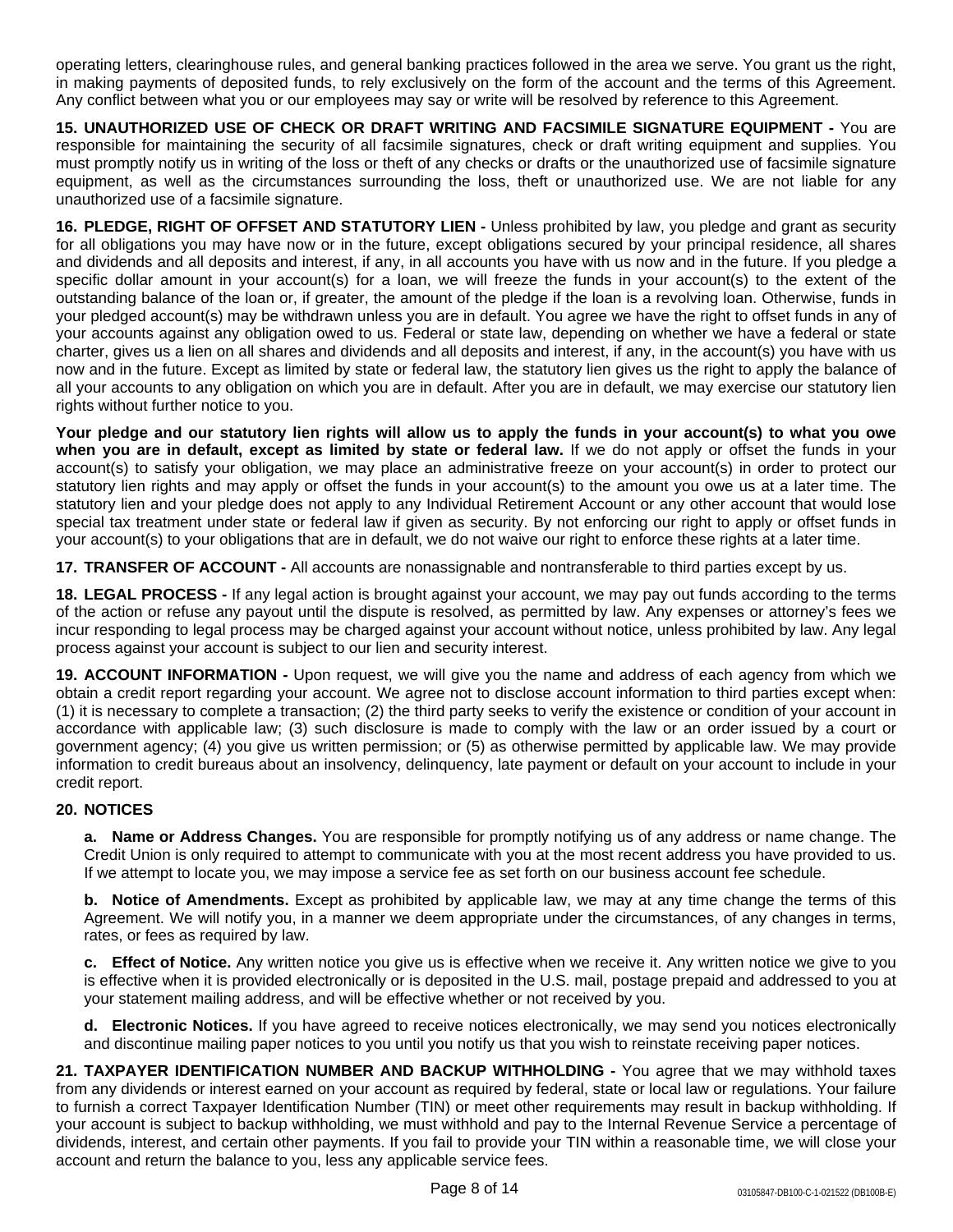operating letters, clearinghouse rules, and general banking practices followed in the area we serve. You grant us the right, in making payments of deposited funds, to rely exclusively on the form of the account and the terms of this Agreement. Any conflict between what you or our employees may say or write will be resolved by reference to this Agreement.

**15. UNAUTHORIZED USE OF CHECK OR DRAFT WRITING AND FACSIMILE SIGNATURE EQUIPMENT -** You are responsible for maintaining the security of all facsimile signatures, check or draft writing equipment and supplies. You must promptly notify us in writing of the loss or theft of any checks or drafts or the unauthorized use of facsimile signature equipment, as well as the circumstances surrounding the loss, theft or unauthorized use. We are not liable for any unauthorized use of a facsimile signature.

**16. PLEDGE, RIGHT OF OFFSET AND STATUTORY LIEN -** Unless prohibited by law, you pledge and grant as security for all obligations you may have now or in the future, except obligations secured by your principal residence, all shares and dividends and all deposits and interest, if any, in all accounts you have with us now and in the future. If you pledge a specific dollar amount in your account(s) for a loan, we will freeze the funds in your account(s) to the extent of the outstanding balance of the loan or, if greater, the amount of the pledge if the loan is a revolving loan. Otherwise, funds in your pledged account(s) may be withdrawn unless you are in default. You agree we have the right to offset funds in any of your accounts against any obligation owed to us. Federal or state law, depending on whether we have a federal or state charter, gives us a lien on all shares and dividends and all deposits and interest, if any, in the account(s) you have with us now and in the future. Except as limited by state or federal law, the statutory lien gives us the right to apply the balance of all your accounts to any obligation on which you are in default. After you are in default, we may exercise our statutory lien rights without further notice to you.

**Your pledge and our statutory lien rights will allow us to apply the funds in your account(s) to what you owe when you are in default, except as limited by state or federal law.** If we do not apply or offset the funds in your account(s) to satisfy your obligation, we may place an administrative freeze on your account(s) in order to protect our statutory lien rights and may apply or offset the funds in your account(s) to the amount you owe us at a later time. The statutory lien and your pledge does not apply to any Individual Retirement Account or any other account that would lose special tax treatment under state or federal law if given as security. By not enforcing our right to apply or offset funds in your account(s) to your obligations that are in default, we do not waive our right to enforce these rights at a later time.

**17. TRANSFER OF ACCOUNT -** All accounts are nonassignable and nontransferable to third parties except by us.

**18. LEGAL PROCESS -** If any legal action is brought against your account, we may pay out funds according to the terms of the action or refuse any payout until the dispute is resolved, as permitted by law. Any expenses or attorney's fees we incur responding to legal process may be charged against your account without notice, unless prohibited by law. Any legal process against your account is subject to our lien and security interest.

**19. ACCOUNT INFORMATION -** Upon request, we will give you the name and address of each agency from which we obtain a credit report regarding your account. We agree not to disclose account information to third parties except when: (1) it is necessary to complete a transaction; (2) the third party seeks to verify the existence or condition of your account in accordance with applicable law; (3) such disclosure is made to comply with the law or an order issued by a court or government agency; (4) you give us written permission; or (5) as otherwise permitted by applicable law. We may provide information to credit bureaus about an insolvency, delinquency, late payment or default on your account to include in your credit report.

**20. NOTICES**

**a. Name or Address Changes.** You are responsible for promptly notifying us of any address or name change. The Credit Union is only required to attempt to communicate with you at the most recent address you have provided to us. If we attempt to locate you, we may impose a service fee as set forth on our business account fee schedule.

**b. Notice of Amendments.** Except as prohibited by applicable law, we may at any time change the terms of this Agreement. We will notify you, in a manner we deem appropriate under the circumstances, of any changes in terms, rates, or fees as required by law.

**c. Effect of Notice.** Any written notice you give us is effective when we receive it. Any written notice we give to you is effective when it is provided electronically or is deposited in the U.S. mail, postage prepaid and addressed to you at your statement mailing address, and will be effective whether or not received by you.

**d. Electronic Notices.** If you have agreed to receive notices electronically, we may send you notices electronically and discontinue mailing paper notices to you until you notify us that you wish to reinstate receiving paper notices.

**21. TAXPAYER IDENTIFICATION NUMBER AND BACKUP WITHHOLDING -** You agree that we may withhold taxes from any dividends or interest earned on your account as required by federal, state or local law or regulations. Your failure to furnish a correct Taxpayer Identification Number (TIN) or meet other requirements may result in backup withholding. If your account is subject to backup withholding, we must withhold and pay to the Internal Revenue Service a percentage of dividends, interest, and certain other payments. If you fail to provide your TIN within a reasonable time, we will close your account and return the balance to you, less any applicable service fees.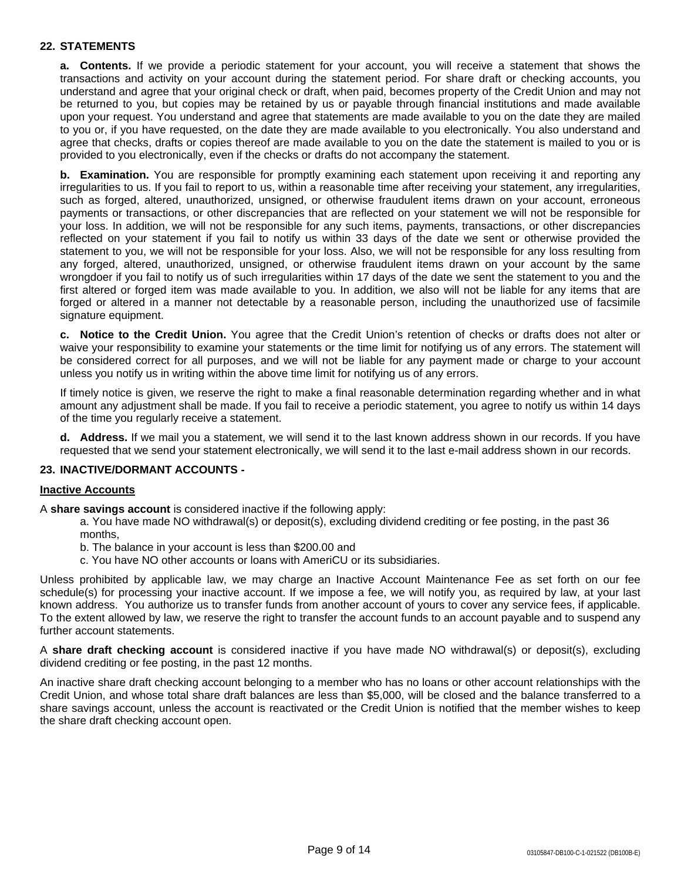## 22. STATEMENTS

**a. Contents.** If we provide a periodic statement for your account, you will receive a statement that shows the transactions and activity on your account during the statement period. For share draft or checking accounts, you understand and agree that your original check or draft, when paid, becomes property of the Credit Union and may not be returned to you, but copies may be retained by us or payable through financial institutions and made available upon your request. You understand and agree that statements are made available to you on the date they are mailed to you or, if you have requested, on the date they are made available to you electronically. You also understand and agree that checks, drafts or copies thereof are made available to you on the date the statement is mailed to you or is provided to you electronically, even if the checks or drafts do not accompany the statement.

**b. Examination.** You are responsible for promptly examining each statement upon receiving it and reporting any irregularities to us. If you fail to report to us, within a reasonable time after receiving your statement, any irregularities, such as forged, altered, unauthorized, unsigned, or otherwise fraudulent items drawn on your account, erroneous payments or transactions, or other discrepancies that are reflected on your statement we will not be responsible for your loss. In addition, we will not be responsible for any such items, payments, transactions, or other discrepancies reflected on your statement if you fail to notify us within 33 days of the date we sent or otherwise provided the statement to you, we will not be responsible for your loss. Also, we will not be responsible for any loss resulting from any forged, altered, unauthorized, unsigned, or otherwise fraudulent items drawn on your account by the same wrongdoer if you fail to notify us of such irregularities within 17 days of the date we sent the statement to you and the first altered or forged item was made available to you. In addition, we also will not be liable for any items that are forged or altered in a manner not detectable by a reasonable person, including the unauthorized use of facsimile signature equipment.

**c. Notice to the Credit Union.** You agree that the Credit Union's retention of checks or drafts does not alter or waive your responsibility to examine your statements or the time limit for notifying us of any errors. The statement will be considered correct for all purposes, and we will not be liable for any payment made or charge to your account unless you notify us in writing within the above time limit for notifying us of any errors.

If timely notice is given, we reserve the right to make a final reasonable determination regarding whether and in what amount any adjustment shall be made. If you fail to receive a periodic statement, you agree to notify us within 14 days of the time you regularly receive a statement.

**d. Address.** If we mail you a statement, we will send it to the last known address shown in our records. If you have requested that we send your statement electronically, we will send it to the last e-mail address shown in our records.

## 23. INACTIVE/DORMANT ACCOUNTS -

**Inactive Accounts**

A **share savings account** is considered inactive if the following apply:

a. You have made NO withdrawal(s) or deposit(s), excluding dividend crediting or fee posting, in the past 36 months,

b. The balance in your account is less than $200.00 and

c. You have NO other accounts or loans with AmeriCU or its subsidiaries.

Unless prohibited by applicable law, we may charge an Inactive Account Maintenance Fee as set forth on our fee schedule(s) for processing your inactive account. If we impose a fee, we will notify you, as required by law, at your last known address. You authorize us to transfer funds from another account of yours to cover any service fees, if applicable. To the extent allowed by law, we reserve the right to transfer the account funds to an account payable and to suspend any further account statements.

A **share draft checking account** is considered inactive if you have made NO withdrawal(s) or deposit(s), excluding dividend crediting or fee posting, in the past 12 months.

An inactive share draft checking account belonging to a member who has no loans or other account relationships with the Credit Union, and whose total share draft balances are less than $5,000, will be closed and the balance transferred to a share savings account, unless the account is reactivated or the Credit Union is notified that the member wishes to keep the share draft checking account open.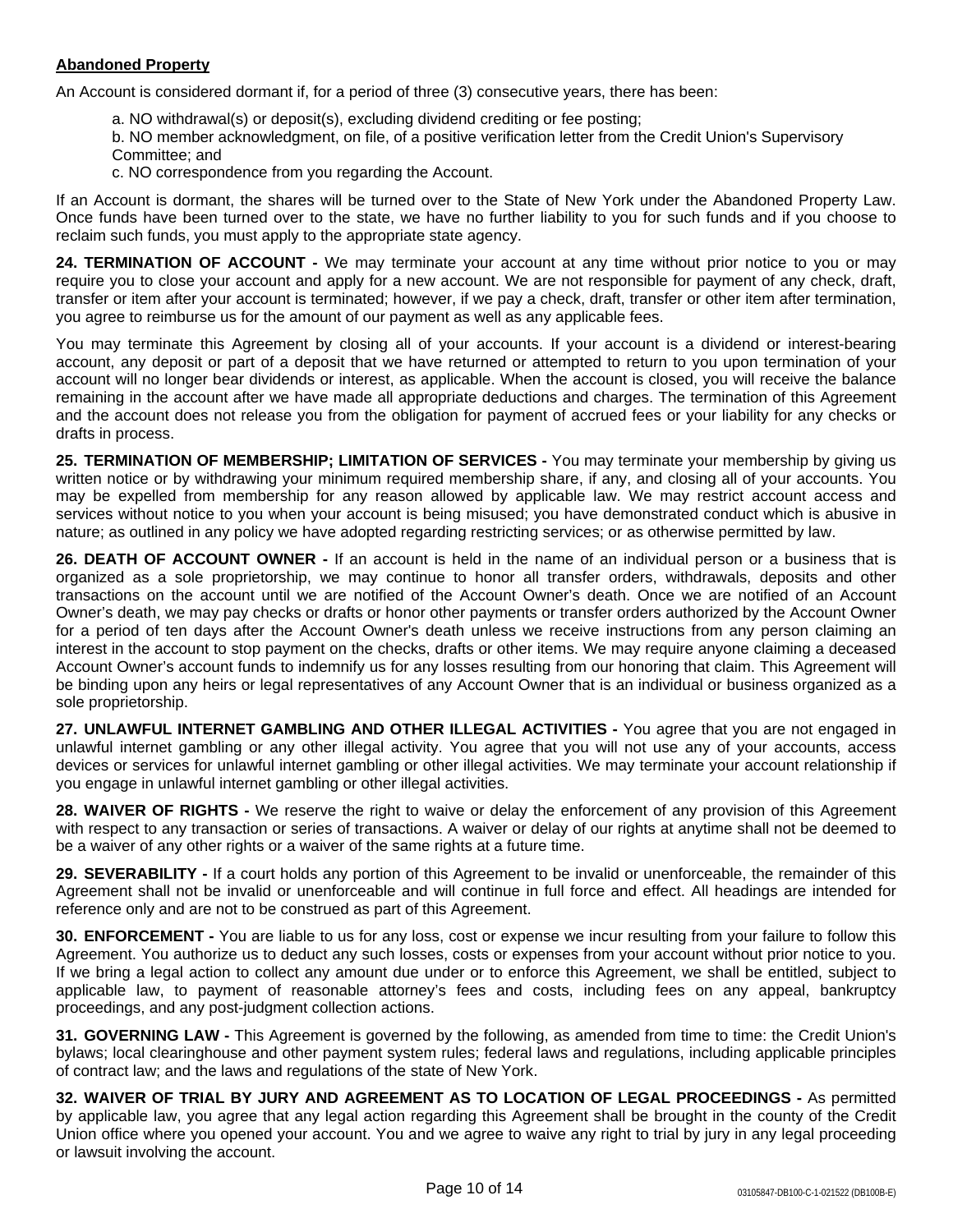**Abandoned Property**

An Account is considered dormant if, for a period of three (3) consecutive years, there has been:

a. NO withdrawal(s) or deposit(s), excluding dividend crediting or fee posting;
b. NO member acknowledgment, on file, of a positive verification letter from the Credit Union's Supervisory Committee; and
c. NO correspondence from you regarding the Account.

If an Account is dormant, the shares will be turned over to the State of New York under the Abandoned Property Law. Once funds have been turned over to the state, we have no further liability to you for such funds and if you choose to reclaim such funds, you must apply to the appropriate state agency.

**24. TERMINATION OF ACCOUNT -** We may terminate your account at any time without prior notice to you or may require you to close your account and apply for a new account. We are not responsible for payment of any check, draft, transfer or item after your account is terminated; however, if we pay a check, draft, transfer or other item after termination, you agree to reimburse us for the amount of our payment as well as any applicable fees.

You may terminate this Agreement by closing all of your accounts. If your account is a dividend or interest-bearing account, any deposit or part of a deposit that we have returned or attempted to return to you upon termination of your account will no longer bear dividends or interest, as applicable. When the account is closed, you will receive the balance remaining in the account after we have made all appropriate deductions and charges. The termination of this Agreement and the account does not release you from the obligation for payment of accrued fees or your liability for any checks or drafts in process.

**25. TERMINATION OF MEMBERSHIP; LIMITATION OF SERVICES -** You may terminate your membership by giving us written notice or by withdrawing your minimum required membership share, if any, and closing all of your accounts. You may be expelled from membership for any reason allowed by applicable law. We may restrict account access and services without notice to you when your account is being misused; you have demonstrated conduct which is abusive in nature; as outlined in any policy we have adopted regarding restricting services; or as otherwise permitted by law.

**26. DEATH OF ACCOUNT OWNER -** If an account is held in the name of an individual person or a business that is organized as a sole proprietorship, we may continue to honor all transfer orders, withdrawals, deposits and other transactions on the account until we are notified of the Account Owner's death. Once we are notified of an Account Owner's death, we may pay checks or drafts or honor other payments or transfer orders authorized by the Account Owner for a period of ten days after the Account Owner's death unless we receive instructions from any person claiming an interest in the account to stop payment on the checks, drafts or other items. We may require anyone claiming a deceased Account Owner's account funds to indemnify us for any losses resulting from our honoring that claim. This Agreement will be binding upon any heirs or legal representatives of any Account Owner that is an individual or business organized as a sole proprietorship.

**27. UNLAWFUL INTERNET GAMBLING AND OTHER ILLEGAL ACTIVITIES -** You agree that you are not engaged in unlawful internet gambling or any other illegal activity. You agree that you will not use any of your accounts, access devices or services for unlawful internet gambling or other illegal activities. We may terminate your account relationship if you engage in unlawful internet gambling or other illegal activities.

**28. WAIVER OF RIGHTS -** We reserve the right to waive or delay the enforcement of any provision of this Agreement with respect to any transaction or series of transactions. A waiver or delay of our rights at anytime shall not be deemed to be a waiver of any other rights or a waiver of the same rights at a future time.

**29. SEVERABILITY -** If a court holds any portion of this Agreement to be invalid or unenforceable, the remainder of this Agreement shall not be invalid or unenforceable and will continue in full force and effect. All headings are intended for reference only and are not to be construed as part of this Agreement.

**30. ENFORCEMENT -** You are liable to us for any loss, cost or expense we incur resulting from your failure to follow this Agreement. You authorize us to deduct any such losses, costs or expenses from your account without prior notice to you. If we bring a legal action to collect any amount due under or to enforce this Agreement, we shall be entitled, subject to applicable law, to payment of reasonable attorney's fees and costs, including fees on any appeal, bankruptcy proceedings, and any post-judgment collection actions.

**31. GOVERNING LAW -** This Agreement is governed by the following, as amended from time to time: the Credit Union's bylaws; local clearinghouse and other payment system rules; federal laws and regulations, including applicable principles of contract law; and the laws and regulations of the state of New York.

**32. WAIVER OF TRIAL BY JURY AND AGREEMENT AS TO LOCATION OF LEGAL PROCEEDINGS -** As permitted by applicable law, you agree that any legal action regarding this Agreement shall be brought in the county of the Credit Union office where you opened your account. You and we agree to waive any right to trial by jury in any legal proceeding or lawsuit involving the account.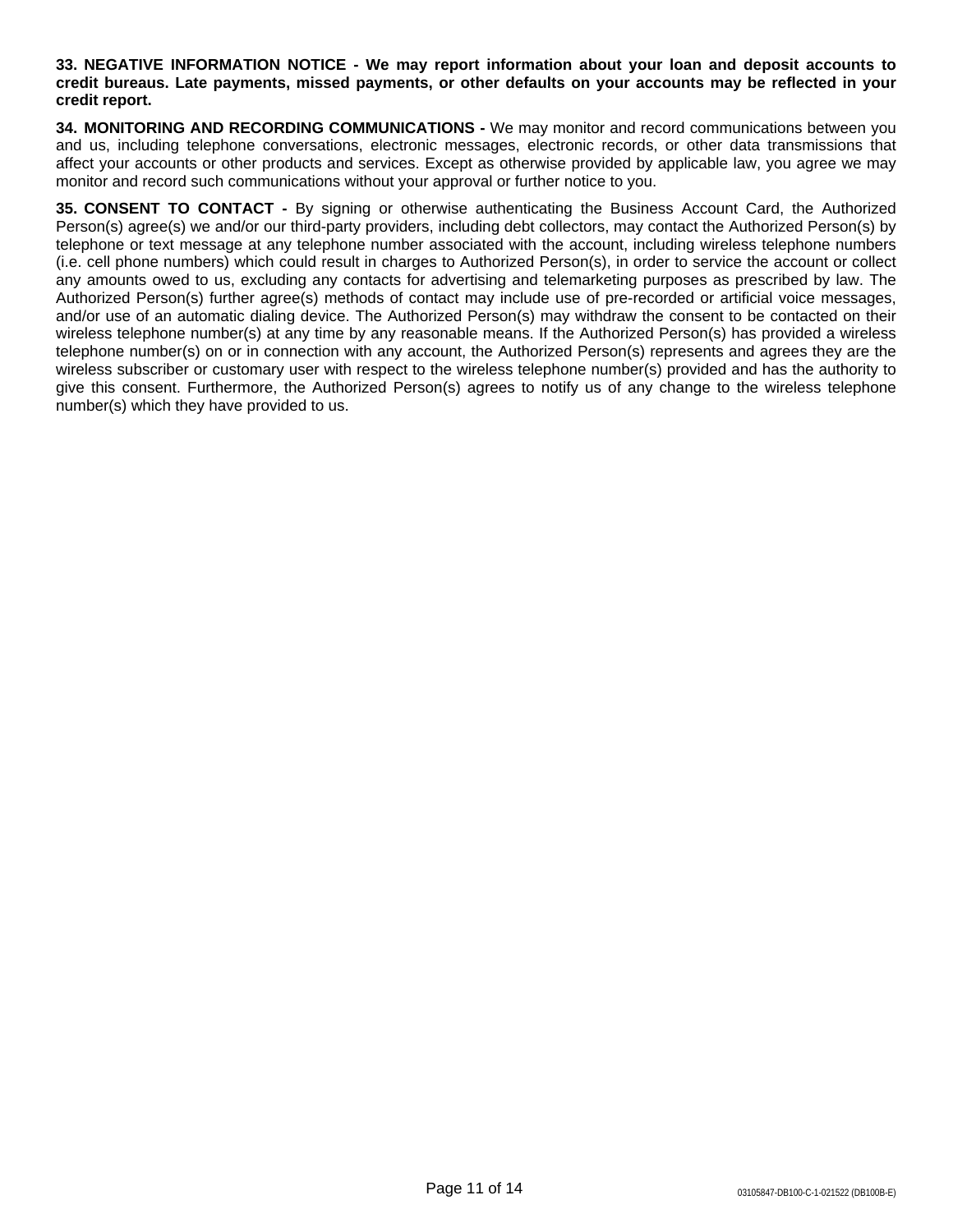**33. NEGATIVE INFORMATION NOTICE - We may report information about your loan and deposit accounts to credit bureaus. Late payments, missed payments, or other defaults on your accounts may be reflected in your credit report.**

**34. MONITORING AND RECORDING COMMUNICATIONS -** We may monitor and record communications between you and us, including telephone conversations, electronic messages, electronic records, or other data transmissions that affect your accounts or other products and services. Except as otherwise provided by applicable law, you agree we may monitor and record such communications without your approval or further notice to you.

**35. CONSENT TO CONTACT -** By signing or otherwise authenticating the Business Account Card, the Authorized Person(s) agree(s) we and/or our third-party providers, including debt collectors, may contact the Authorized Person(s) by telephone or text message at any telephone number associated with the account, including wireless telephone numbers (i.e. cell phone numbers) which could result in charges to Authorized Person(s), in order to service the account or collect any amounts owed to us, excluding any contacts for advertising and telemarketing purposes as prescribed by law. The Authorized Person(s) further agree(s) methods of contact may include use of pre-recorded or artificial voice messages, and/or use of an automatic dialing device. The Authorized Person(s) may withdraw the consent to be contacted on their wireless telephone number(s) at any time by any reasonable means. If the Authorized Person(s) has provided a wireless telephone number(s) on or in connection with any account, the Authorized Person(s) represents and agrees they are the wireless subscriber or customary user with respect to the wireless telephone number(s) provided and has the authority to give this consent. Furthermore, the Authorized Person(s) agrees to notify us of any change to the wireless telephone number(s) which they have provided to us.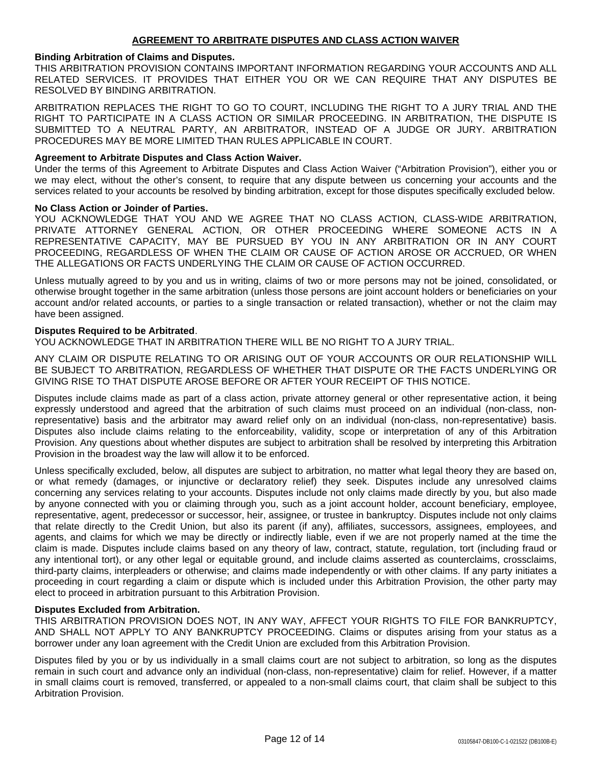## AGREEMENT TO ARBITRATE DISPUTES AND CLASS ACTION WAIVER

**Binding Arbitration of Claims and Disputes.**
THIS ARBITRATION PROVISION CONTAINS IMPORTANT INFORMATION REGARDING YOUR ACCOUNTS AND ALL RELATED SERVICES. IT PROVIDES THAT EITHER YOU OR WE CAN REQUIRE THAT ANY DISPUTES BE RESOLVED BY BINDING ARBITRATION.

ARBITRATION REPLACES THE RIGHT TO GO TO COURT, INCLUDING THE RIGHT TO A JURY TRIAL AND THE RIGHT TO PARTICIPATE IN A CLASS ACTION OR SIMILAR PROCEEDING. IN ARBITRATION, THE DISPUTE IS SUBMITTED TO A NEUTRAL PARTY, AN ARBITRATOR, INSTEAD OF A JUDGE OR JURY. ARBITRATION PROCEDURES MAY BE MORE LIMITED THAN RULES APPLICABLE IN COURT.

**Agreement to Arbitrate Disputes and Class Action Waiver.**
Under the terms of this Agreement to Arbitrate Disputes and Class Action Waiver ("Arbitration Provision"), either you or we may elect, without the other's consent, to require that any dispute between us concerning your accounts and the services related to your accounts be resolved by binding arbitration, except for those disputes specifically excluded below.

**No Class Action or Joinder of Parties.**
YOU ACKNOWLEDGE THAT YOU AND WE AGREE THAT NO CLASS ACTION, CLASS-WIDE ARBITRATION, PRIVATE ATTORNEY GENERAL ACTION, OR OTHER PROCEEDING WHERE SOMEONE ACTS IN A REPRESENTATIVE CAPACITY, MAY BE PURSUED BY YOU IN ANY ARBITRATION OR IN ANY COURT PROCEEDING, REGARDLESS OF WHEN THE CLAIM OR CAUSE OF ACTION AROSE OR ACCRUED, OR WHEN THE ALLEGATIONS OR FACTS UNDERLYING THE CLAIM OR CAUSE OF ACTION OCCURRED.

Unless mutually agreed to by you and us in writing, claims of two or more persons may not be joined, consolidated, or otherwise brought together in the same arbitration (unless those persons are joint account holders or beneficiaries on your account and/or related accounts, or parties to a single transaction or related transaction), whether or not the claim may have been assigned.

**Disputes Required to be Arbitrated**.
YOU ACKNOWLEDGE THAT IN ARBITRATION THERE WILL BE NO RIGHT TO A JURY TRIAL.

ANY CLAIM OR DISPUTE RELATING TO OR ARISING OUT OF YOUR ACCOUNTS OR OUR RELATIONSHIP WILL BE SUBJECT TO ARBITRATION, REGARDLESS OF WHETHER THAT DISPUTE OR THE FACTS UNDERLYING OR GIVING RISE TO THAT DISPUTE AROSE BEFORE OR AFTER YOUR RECEIPT OF THIS NOTICE.

Disputes include claims made as part of a class action, private attorney general or other representative action, it being expressly understood and agreed that the arbitration of such claims must proceed on an individual (non-class, non-representative) basis and the arbitrator may award relief only on an individual (non-class, non-representative) basis. Disputes also include claims relating to the enforceability, validity, scope or interpretation of any of this Arbitration Provision. Any questions about whether disputes are subject to arbitration shall be resolved by interpreting this Arbitration Provision in the broadest way the law will allow it to be enforced.

Unless specifically excluded, below, all disputes are subject to arbitration, no matter what legal theory they are based on, or what remedy (damages, or injunctive or declaratory relief) they seek. Disputes include any unresolved claims concerning any services relating to your accounts. Disputes include not only claims made directly by you, but also made by anyone connected with you or claiming through you, such as a joint account holder, account beneficiary, employee, representative, agent, predecessor or successor, heir, assignee, or trustee in bankruptcy. Disputes include not only claims that relate directly to the Credit Union, but also its parent (if any), affiliates, successors, assignees, employees, and agents, and claims for which we may be directly or indirectly liable, even if we are not properly named at the time the claim is made. Disputes include claims based on any theory of law, contract, statute, regulation, tort (including fraud or any intentional tort), or any other legal or equitable ground, and include claims asserted as counterclaims, crossclaims, third-party claims, interpleaders or otherwise; and claims made independently or with other claims. If any party initiates a proceeding in court regarding a claim or dispute which is included under this Arbitration Provision, the other party may elect to proceed in arbitration pursuant to this Arbitration Provision.

**Disputes Excluded from Arbitration.**
THIS ARBITRATION PROVISION DOES NOT, IN ANY WAY, AFFECT YOUR RIGHTS TO FILE FOR BANKRUPTCY, AND SHALL NOT APPLY TO ANY BANKRUPTCY PROCEEDING. Claims or disputes arising from your status as a borrower under any loan agreement with the Credit Union are excluded from this Arbitration Provision.

Disputes filed by you or by us individually in a small claims court are not subject to arbitration, so long as the disputes remain in such court and advance only an individual (non-class, non-representative) claim for relief. However, if a matter in small claims court is removed, transferred, or appealed to a non-small claims court, that claim shall be subject to this Arbitration Provision.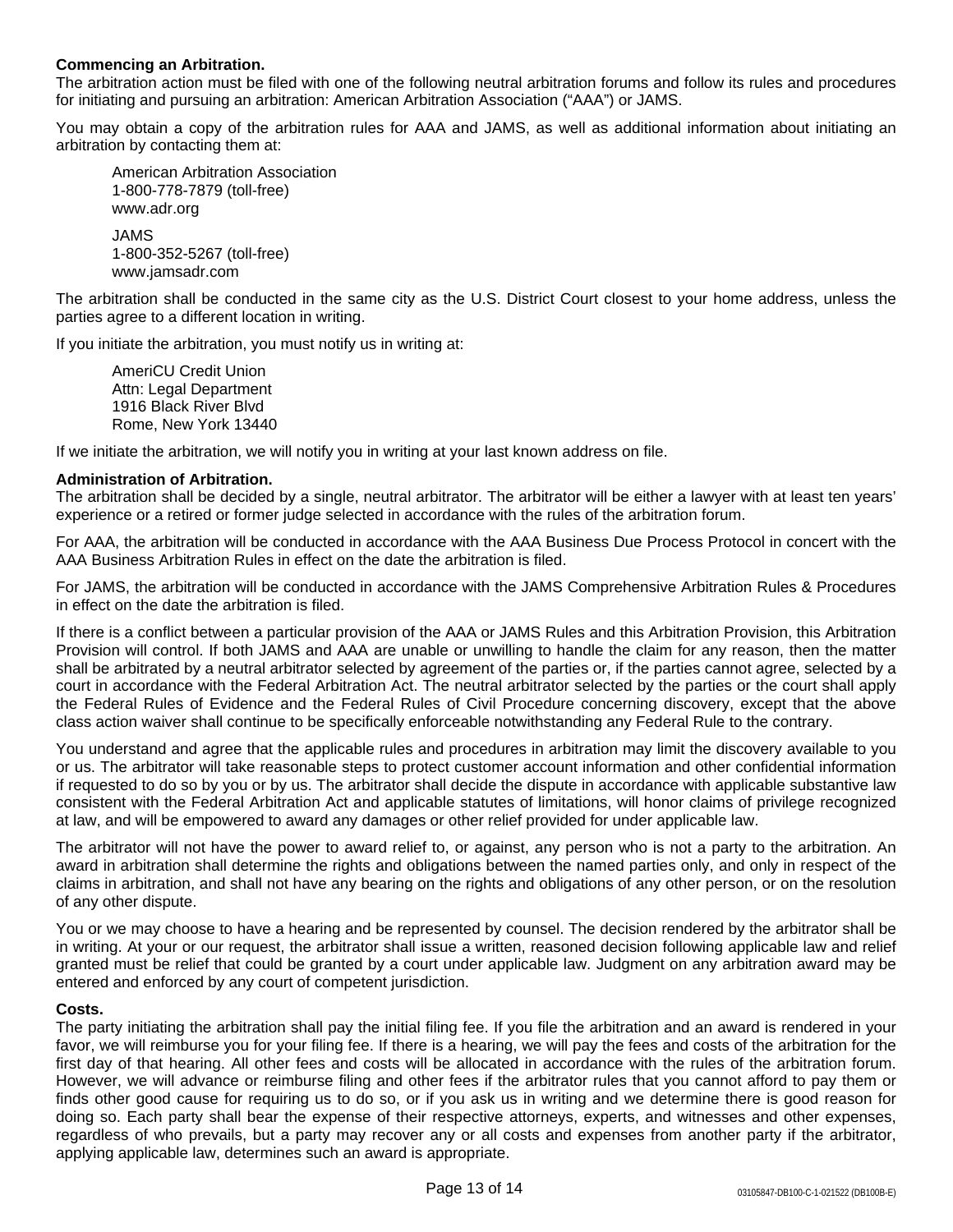**Commencing an Arbitration.**
The arbitration action must be filed with one of the following neutral arbitration forums and follow its rules and procedures for initiating and pursuing an arbitration: American Arbitration Association ("AAA") or JAMS.

You may obtain a copy of the arbitration rules for AAA and JAMS, as well as additional information about initiating an arbitration by contacting them at:

American Arbitration Association
1-800-778-7879 (toll-free)
www.adr.org

JAMS
1-800-352-5267 (toll-free)
www.jamsadr.com

The arbitration shall be conducted in the same city as the U.S. District Court closest to your home address, unless the parties agree to a different location in writing.

If you initiate the arbitration, you must notify us in writing at:

AmeriCU Credit Union
Attn: Legal Department
1916 Black River Blvd
Rome, New York 13440

If we initiate the arbitration, we will notify you in writing at your last known address on file.

**Administration of Arbitration.**
The arbitration shall be decided by a single, neutral arbitrator. The arbitrator will be either a lawyer with at least ten years' experience or a retired or former judge selected in accordance with the rules of the arbitration forum.

For AAA, the arbitration will be conducted in accordance with the AAA Business Due Process Protocol in concert with the AAA Business Arbitration Rules in effect on the date the arbitration is filed.

For JAMS, the arbitration will be conducted in accordance with the JAMS Comprehensive Arbitration Rules & Procedures in effect on the date the arbitration is filed.

If there is a conflict between a particular provision of the AAA or JAMS Rules and this Arbitration Provision, this Arbitration Provision will control. If both JAMS and AAA are unable or unwilling to handle the claim for any reason, then the matter shall be arbitrated by a neutral arbitrator selected by agreement of the parties or, if the parties cannot agree, selected by a court in accordance with the Federal Arbitration Act. The neutral arbitrator selected by the parties or the court shall apply the Federal Rules of Evidence and the Federal Rules of Civil Procedure concerning discovery, except that the above class action waiver shall continue to be specifically enforceable notwithstanding any Federal Rule to the contrary.

You understand and agree that the applicable rules and procedures in arbitration may limit the discovery available to you or us. The arbitrator will take reasonable steps to protect customer account information and other confidential information if requested to do so by you or by us. The arbitrator shall decide the dispute in accordance with applicable substantive law consistent with the Federal Arbitration Act and applicable statutes of limitations, will honor claims of privilege recognized at law, and will be empowered to award any damages or other relief provided for under applicable law.

The arbitrator will not have the power to award relief to, or against, any person who is not a party to the arbitration. An award in arbitration shall determine the rights and obligations between the named parties only, and only in respect of the claims in arbitration, and shall not have any bearing on the rights and obligations of any other person, or on the resolution of any other dispute.

You or we may choose to have a hearing and be represented by counsel. The decision rendered by the arbitrator shall be in writing. At your or our request, the arbitrator shall issue a written, reasoned decision following applicable law and relief granted must be relief that could be granted by a court under applicable law. Judgment on any arbitration award may be entered and enforced by any court of competent jurisdiction.

**Costs.**
The party initiating the arbitration shall pay the initial filing fee. If you file the arbitration and an award is rendered in your favor, we will reimburse you for your filing fee. If there is a hearing, we will pay the fees and costs of the arbitration for the first day of that hearing. All other fees and costs will be allocated in accordance with the rules of the arbitration forum. However, we will advance or reimburse filing and other fees if the arbitrator rules that you cannot afford to pay them or finds other good cause for requiring us to do so, or if you ask us in writing and we determine there is good reason for doing so. Each party shall bear the expense of their respective attorneys, experts, and witnesses and other expenses, regardless of who prevails, but a party may recover any or all costs and expenses from another party if the arbitrator, applying applicable law, determines such an award is appropriate.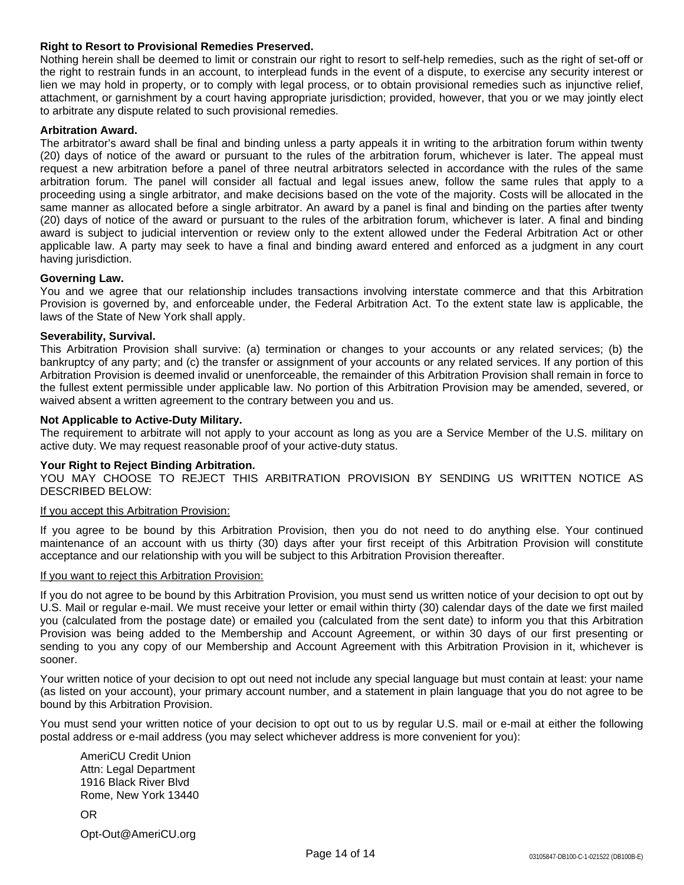**Right to Resort to Provisional Remedies Preserved.**
Nothing herein shall be deemed to limit or constrain our right to resort to self-help remedies, such as the right of set-off or the right to restrain funds in an account, to interplead funds in the event of a dispute, to exercise any security interest or lien we may hold in property, or to comply with legal process, or to obtain provisional remedies such as injunctive relief, attachment, or garnishment by a court having appropriate jurisdiction; provided, however, that you or we may jointly elect to arbitrate any dispute related to such provisional remedies.

**Arbitration Award.**
The arbitrator's award shall be final and binding unless a party appeals it in writing to the arbitration forum within twenty (20) days of notice of the award or pursuant to the rules of the arbitration forum, whichever is later. The appeal must request a new arbitration before a panel of three neutral arbitrators selected in accordance with the rules of the same arbitration forum. The panel will consider all factual and legal issues anew, follow the same rules that apply to a proceeding using a single arbitrator, and make decisions based on the vote of the majority. Costs will be allocated in the same manner as allocated before a single arbitrator. An award by a panel is final and binding on the parties after twenty (20) days of notice of the award or pursuant to the rules of the arbitration forum, whichever is later. A final and binding award is subject to judicial intervention or review only to the extent allowed under the Federal Arbitration Act or other applicable law. A party may seek to have a final and binding award entered and enforced as a judgment in any court having jurisdiction.

**Governing Law.**
You and we agree that our relationship includes transactions involving interstate commerce and that this Arbitration Provision is governed by, and enforceable under, the Federal Arbitration Act. To the extent state law is applicable, the laws of the State of New York shall apply.

**Severability, Survival.**
This Arbitration Provision shall survive: (a) termination or changes to your accounts or any related services; (b) the bankruptcy of any party; and (c) the transfer or assignment of your accounts or any related services. If any portion of this Arbitration Provision is deemed invalid or unenforceable, the remainder of this Arbitration Provision shall remain in force to the fullest extent permissible under applicable law. No portion of this Arbitration Provision may be amended, severed, or waived absent a written agreement to the contrary between you and us.

**Not Applicable to Active-Duty Military.**
The requirement to arbitrate will not apply to your account as long as you are a Service Member of the U.S. military on active duty. We may request reasonable proof of your active-duty status.

**Your Right to Reject Binding Arbitration.**
YOU MAY CHOOSE TO REJECT THIS ARBITRATION PROVISION BY SENDING US WRITTEN NOTICE AS DESCRIBED BELOW:

<u>If you accept this Arbitration Provision:</u>

If you agree to be bound by this Arbitration Provision, then you do not need to do anything else. Your continued maintenance of an account with us thirty (30) days after your first receipt of this Arbitration Provision will constitute acceptance and our relationship with you will be subject to this Arbitration Provision thereafter.

<u>If you want to reject this Arbitration Provision:</u>

If you do not agree to be bound by this Arbitration Provision, you must send us written notice of your decision to opt out by U.S. Mail or regular e-mail. We must receive your letter or email within thirty (30) calendar days of the date we first mailed you (calculated from the postage date) or emailed you (calculated from the sent date) to inform you that this Arbitration Provision was being added to the Membership and Account Agreement, or within 30 days of our first presenting or sending to you any copy of our Membership and Account Agreement with this Arbitration Provision in it, whichever is sooner.

Your written notice of your decision to opt out need not include any special language but must contain at least: your name (as listed on your account), your primary account number, and a statement in plain language that you do not agree to be bound by this Arbitration Provision.

You must send your written notice of your decision to opt out to us by regular U.S. mail or e-mail at either the following postal address or e-mail address (you may select whichever address is more convenient for you):

AmeriCU Credit Union
Attn: Legal Department
1916 Black River Blvd
Rome, New York 13440

OR

Opt-Out@AmeriCU.org

03105847-DB100-C-1-021522 (DB100B-E)